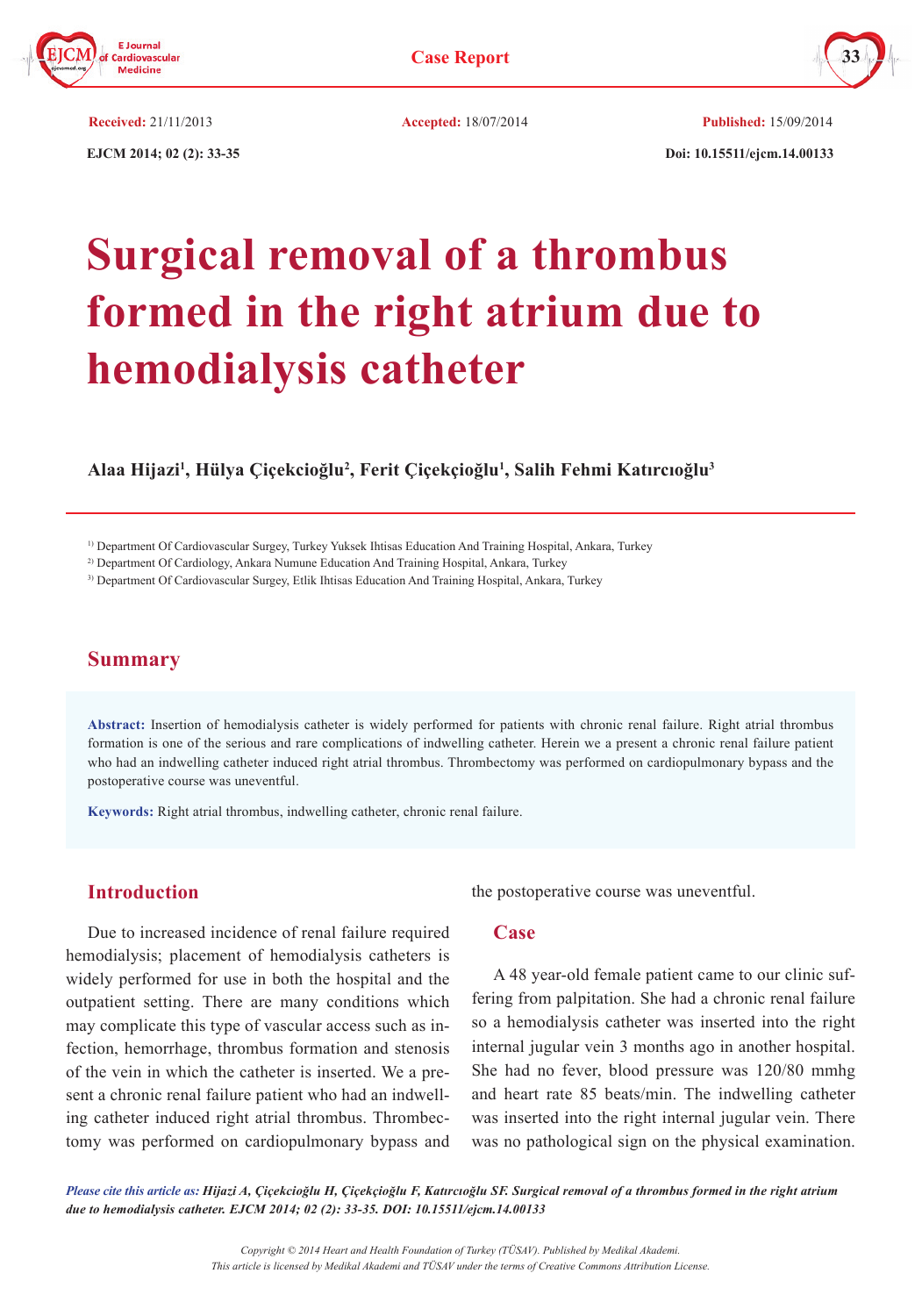**Case Report**

**Received:** 21/11/2013 **Accepted:** 18/07/2014 **Published:** 15/09/2014

**EJCM 2014; 02 (2): 33-35** **Doi: 10.15511/ejcm.14.00133**

# Surgical removal of a thrombus formed in the right atrium due to hemodialysis catheter

**Alaa Hijazi[1], Hülya Çiçekcioğlu[2], Ferit Çiçekçioğlu[1], Salih Fehmi Katırcıoğlu[3]**

[1] Department Of Cardiovascular Surgey, Turkey Yuksek Ihtisas Education And Training Hospital, Ankara, Turkey
[2] Department Of Cardiology, Ankara Numune Education And Training Hospital, Ankara, Turkey
[3] Department Of Cardiovascular Surgey, Etlik Ihtisas Education And Training Hospital, Ankara, Turkey

## Summary

**Abstract:** Insertion of hemodialysis catheter is widely performed for patients with chronic renal failure. Right atrial thrombus formation is one of the serious and rare complications of indwelling catheter. Herein we a present a chronic renal failure patient who had an indwelling catheter induced right atrial thrombus. Thrombectomy was performed on cardiopulmonary bypass and the postoperative course was uneventful.

**Keywords:** Right atrial thrombus, indwelling catheter, chronic renal failure.

## Introduction

Due to increased incidence of renal failure required hemodialysis; placement of hemodialysis catheters is widely performed for use in both the hospital and the outpatient setting. There are many conditions which may complicate this type of vascular access such as infection, hemorrhage, thrombus formation and stenosis of the vein in which the catheter is inserted. We a present a chronic renal failure patient who had an indwelling catheter induced right atrial thrombus. Thrombectomy was performed on cardiopulmonary bypass and the postoperative course was uneventful.

## Case

A 48 year-old female patient came to our clinic suffering from palpitation. She had a chronic renal failure so a hemodialysis catheter was inserted into the right internal jugular vein 3 months ago in another hospital. She had no fever, blood pressure was 120/80 mmhg and heart rate 85 beats/min. The indwelling catheter was inserted into the right internal jugular vein. There was no pathological sign on the physical examination.

*Please cite this article as:* ***Hijazi A, Çiçekcioğlu H, Çiçekçioğlu F, Katırcıoğlu SF. Surgical removal of a thrombus formed in the right atrium due to hemodialysis catheter. EJCM 2014; 02 (2): 33-35. DOI: 10.15511/ejcm.14.00133***

*Copyright © 2014 Heart and Health Foundation of Turkey (TÜSAV). Published by Medikal Akademi.*
*This article is licensed by Medikal Akademi and TÜSAV under the terms of Creative Commons Attribution License.*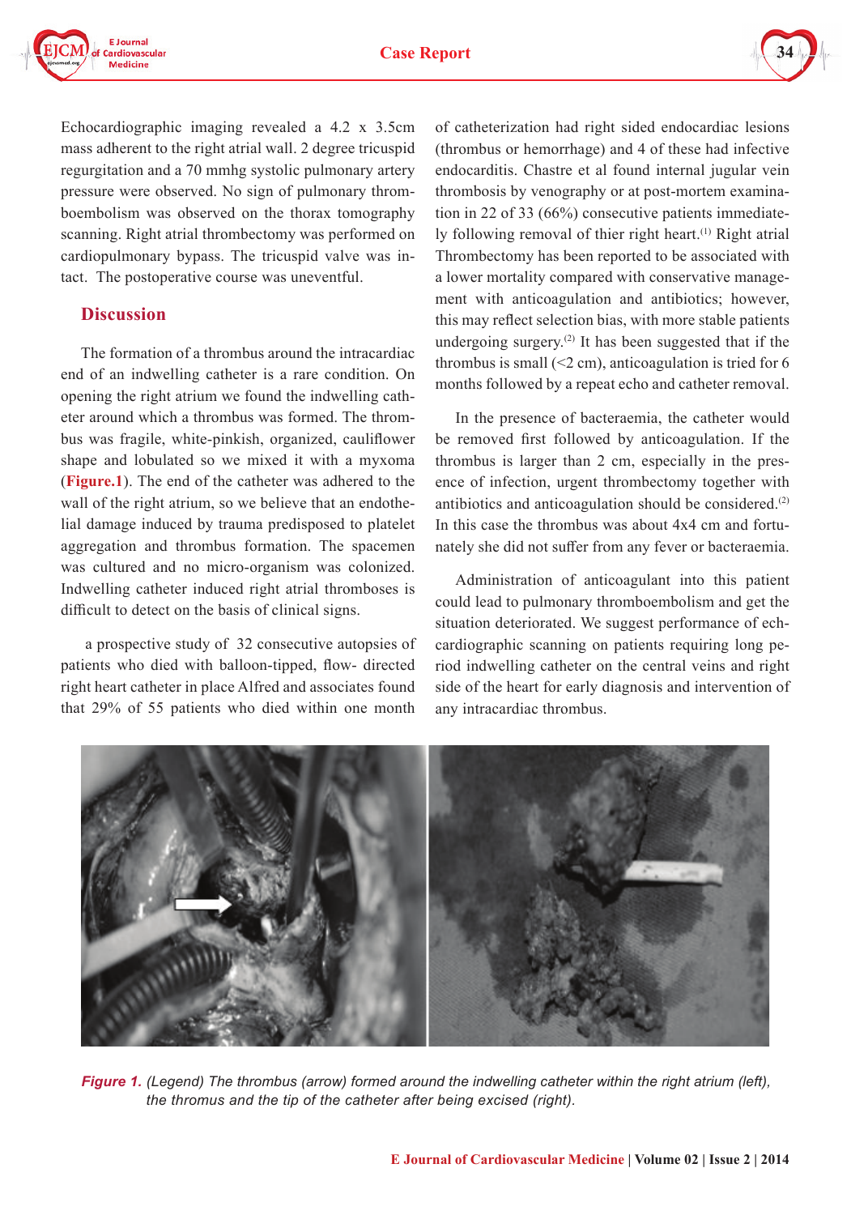Echocardiographic imaging revealed a 4.2 x 3.5cm mass adherent to the right atrial wall. 2 degree tricuspid regurgitation and a 70 mmhg systolic pulmonary artery pressure were observed. No sign of pulmonary thromboembolism was observed on the thorax tomography scanning. Right atrial thrombectomy was performed on cardiopulmonary bypass. The tricuspid valve was intact. The postoperative course was uneventful.

## Discussion

The formation of a thrombus around the intracardiac end of an indwelling catheter is a rare condition. On opening the right atrium we found the indwelling catheter around which a thrombus was formed. The thrombus was fragile, white-pinkish, organized, cauliflower shape and lobulated so we mixed it with a myxoma (**Figure.1**). The end of the catheter was adhered to the wall of the right atrium, so we believe that an endothelial damage induced by trauma predisposed to platelet aggregation and thrombus formation. The spacemen was cultured and no micro-organism was colonized. Indwelling catheter induced right atrial thromboses is difficult to detect on the basis of clinical signs.

a prospective study of 32 consecutive autopsies of patients who died with balloon-tipped, flow- directed right heart catheter in place Alfred and associates found that 29% of 55 patients who died within one month of catheterization had right sided endocardiac lesions (thrombus or hemorrhage) and 4 of these had infective endocarditis. Chastre et al found internal jugular vein thrombosis by venography or at post-mortem examination in 22 of 33 (66%) consecutive patients immediately following removal of thier right heart.[1] Right atrial Thrombectomy has been reported to be associated with a lower mortality compared with conservative management with anticoagulation and antibiotics; however, this may reflect selection bias, with more stable patients undergoing surgery.[2] It has been suggested that if the thrombus is small (<2 cm), anticoagulation is tried for 6 months followed by a repeat echo and catheter removal.

In the presence of bacteraemia, the catheter would be removed first followed by anticoagulation. If the thrombus is larger than 2 cm, especially in the presence of infection, urgent thrombectomy together with antibiotics and anticoagulation should be considered.[2] In this case the thrombus was about 4x4 cm and fortunately she did not suffer from any fever or bacteraemia.

Administration of anticoagulant into this patient could lead to pulmonary thromboembolism and get the situation deteriorated. We suggest performance of echcardiographic scanning on patients requiring long period indwelling catheter on the central veins and right side of the heart for early diagnosis and intervention of any intracardiac thrombus.

***Figure 1.*** *(Legend) The thrombus (arrow) formed around the indwelling catheter within the right atrium (left), the thromus and the tip of the catheter after being excised (right).*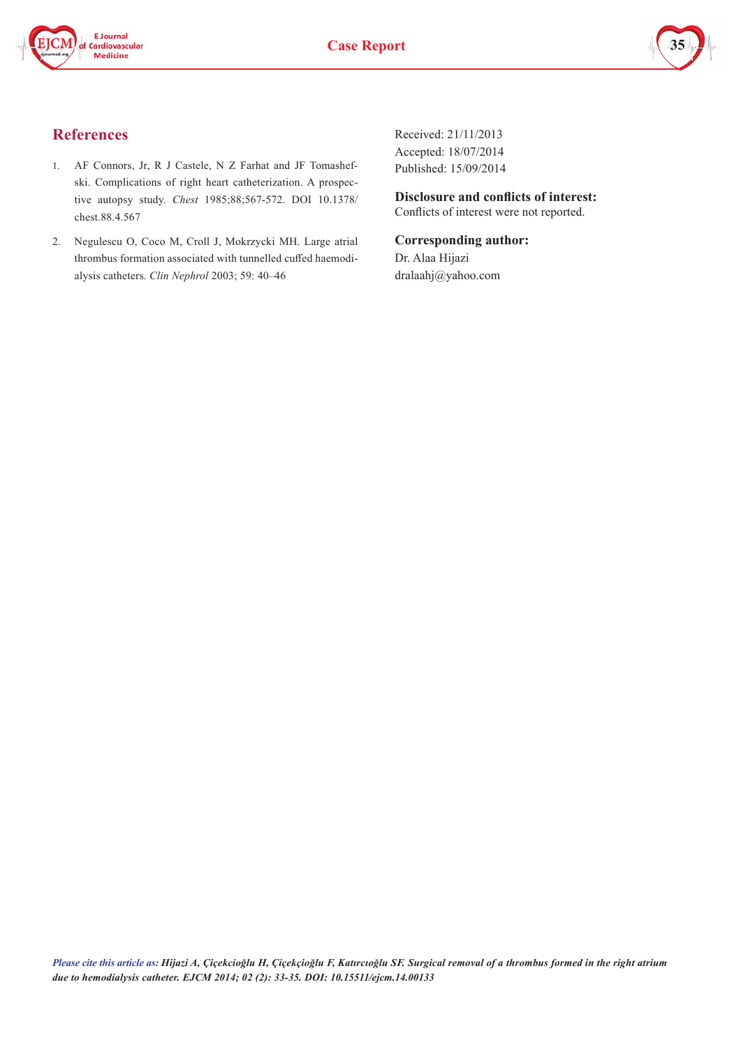## References

1. AF Connors, Jr, R J Castele, N Z Farhat and JF Tomashefski. Complications of right heart catheterization. A prospective autopsy study. *Chest* 1985;88;567-572. DOI 10.1378/chest.88.4.567
2. Negulescu O, Coco M, Croll J, Mokrzycki MH. Large atrial thrombus formation associated with tunnelled cuffed haemodialysis catheters. *Clin Nephrol* 2003; 59: 40–46

Received: 21/11/2013
Accepted: 18/07/2014
Published: 15/09/2014

**Disclosure and conflicts of interest:**
Conflicts of interest were not reported.

**Corresponding author:**
Dr. Alaa Hijazi
dralaahj@yahoo.com

***Please cite this article as:*** ***Hijazi A, Çiçekcioğlu H, Çiçekçioğlu F, Katırcıoğlu SF. Surgical removal of a thrombus formed in the right atrium due to hemodialysis catheter. EJCM 2014; 02 (2): 33-35. DOI: 10.15511/ejcm.14.00133***